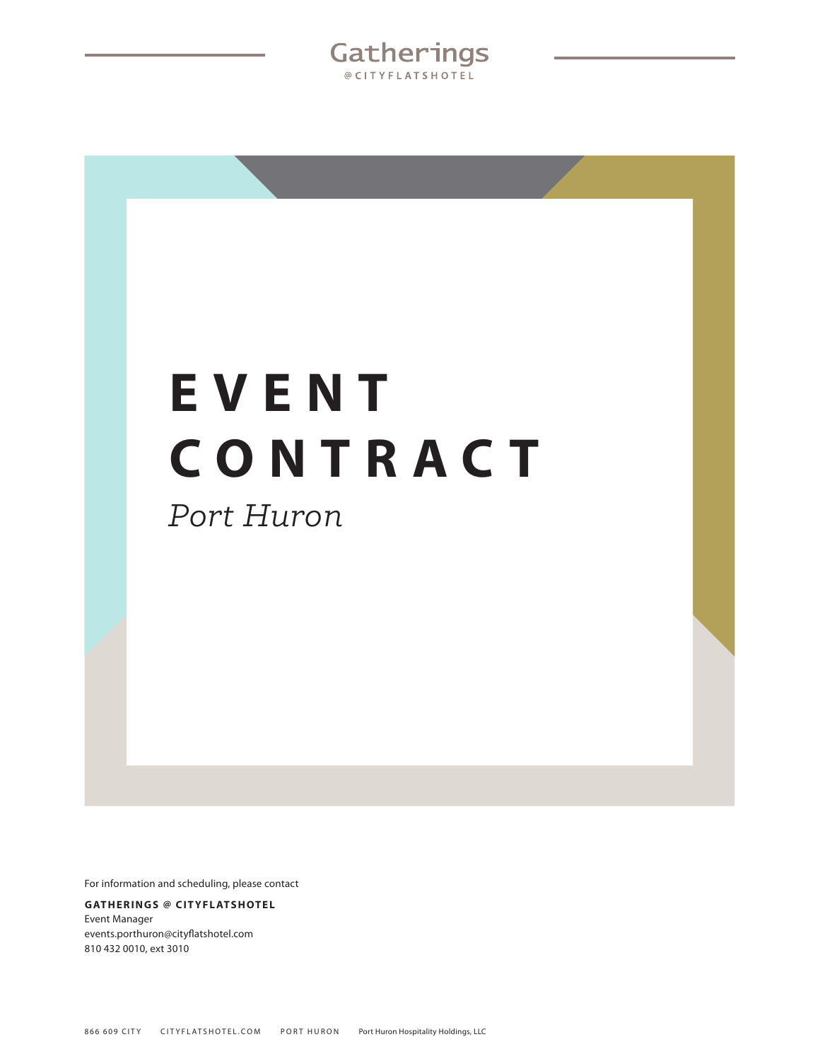Gatherings
@CITYFLATSHOTEL

# EVENT CONTRACT

*Port Huron*

For information and scheduling, please contact

**GATHERINGS @ CITYFLATSHOTEL**
Event Manager
events.porthuron@cityflatshotel.com
810 432 0010, ext 3010

866 609 CITY CITYFLATSHOTEL.COM PORT HURON Port Huron Hospitality Holdings, LLC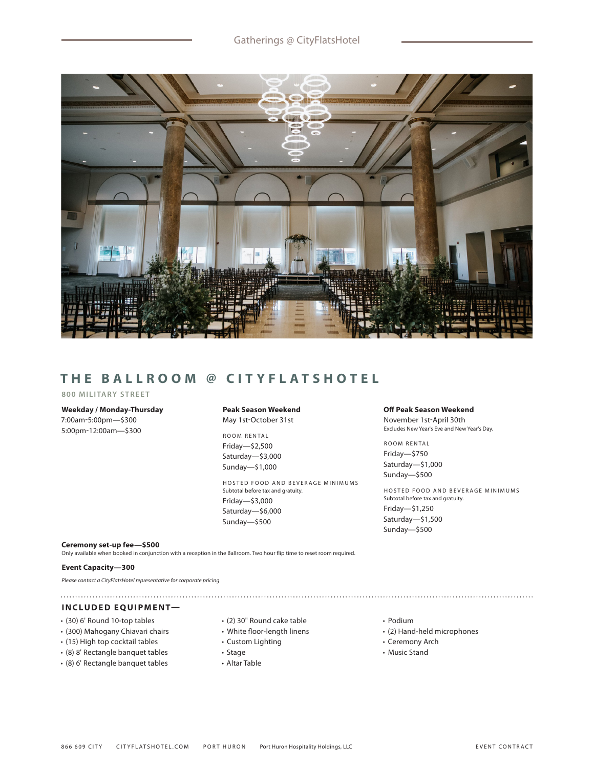# THE BALLROOM @ CITYFLATSHOTEL

**800 MILITARY STREET**

**Weekday / Monday-Thursday**
7:00am-5:00pm—$300
5:00pm-12:00am—$300

**Peak Season Weekend**
May 1st-October 31st

ROOM RENTAL
Friday—$2,500
Saturday—$3,000
Sunday—$1,000

HOSTED FOOD AND BEVERAGE MINIMUMS
Subtotal before tax and gratuity.
Friday—$3,000
Saturday—$6,000
Sunday—$500

**Off Peak Season Weekend**
November 1st-April 30th
Excludes New Year's Eve and New Year's Day.

ROOM RENTAL
Friday—$750
Saturday—$1,000
Sunday—$500

HOSTED FOOD AND BEVERAGE MINIMUMS
Subtotal before tax and gratuity.
Friday—$1,250
Saturday—$1,500
Sunday—$500

**Ceremony set-up fee—$500**
Only available when booked in conjunction with a reception in the Ballroom. Two hour flip time to reset room required.

**Event Capacity—300**

*Please contact a CityFlatsHotel representative for corporate pricing*

## INCLUDED EQUIPMENT—

- (30) 6' Round 10-top tables
- (300) Mahogany Chiavari chairs
- (15) High top cocktail tables
- (8) 8' Rectangle banquet tables
- (8) 6' Rectangle banquet tables
- (2) 30" Round cake table
- White floor-length linens
- Custom Lighting
- Stage
- Altar Table
- Podium
- (2) Hand-held microphones
- Ceremony Arch
- Music Stand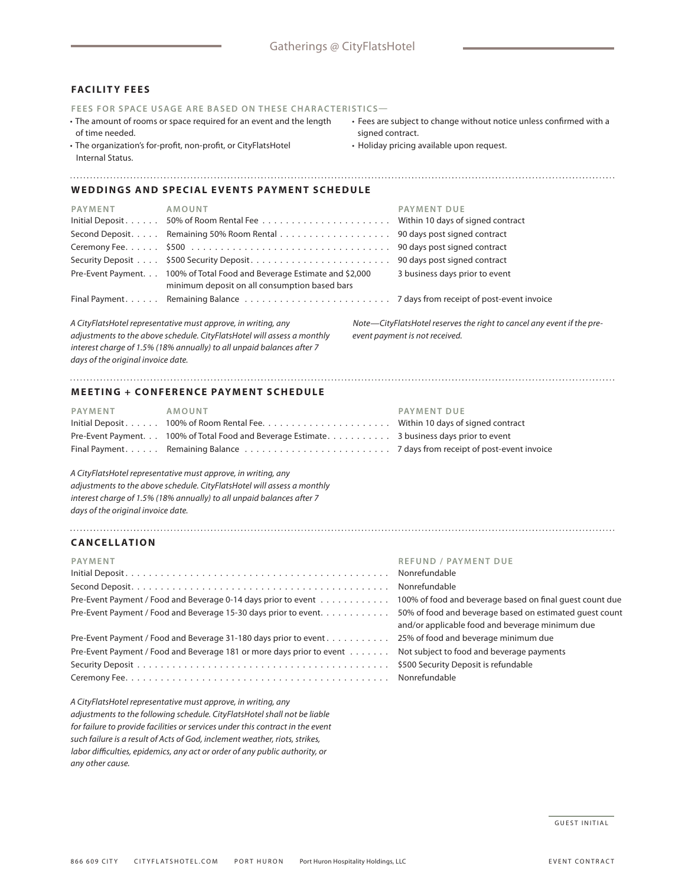## FACILITY FEES

**FEES FOR SPACE USAGE ARE BASED ON THESE CHARACTERISTICS—**

- The amount of rooms or space required for an event and the length of time needed.
- The organization's for-profit, non-profit, or CityFlatsHotel Internal Status.
- Fees are subject to change without notice unless confirmed with a signed contract.
- Holiday pricing available upon request.

## WEDDINGS AND SPECIAL EVENTS PAYMENT SCHEDULE

| PAYMENT | AMOUNT | PAYMENT DUE |
|---|---|---|
| Initial Deposit | 50% of Room Rental Fee | Within 10 days of signed contract |
| Second Deposit | Remaining 50% Room Rental | 90 days post signed contract |
| Ceremony Fee | $500 | 90 days post signed contract |
| Security Deposit | $500 Security Deposit | 90 days post signed contract |
| Pre-Event Payment | 100% of Total Food and Beverage Estimate and $2,000 minimum deposit on all consumption based bars | 3 business days prior to event |
| Final Payment | Remaining Balance | 7 days from receipt of post-event invoice |

*A CityFlatsHotel representative must approve, in writing, any adjustments to the above schedule. CityFlatsHotel will assess a monthly interest charge of 1.5% (18% annually) to all unpaid balances after 7 days of the original invoice date.*

*Note—CityFlatsHotel reserves the right to cancel any event if the pre-event payment is not received.*

## MEETING + CONFERENCE PAYMENT SCHEDULE

| PAYMENT | AMOUNT | PAYMENT DUE |
|---|---|---|
| Initial Deposit | 100% of Room Rental Fee | Within 10 days of signed contract |
| Pre-Event Payment | 100% of Total Food and Beverage Estimate | 3 business days prior to event |
| Final Payment | Remaining Balance | 7 days from receipt of post-event invoice |

*A CityFlatsHotel representative must approve, in writing, any adjustments to the above schedule. CityFlatsHotel will assess a monthly interest charge of 1.5% (18% annually) to all unpaid balances after 7 days of the original invoice date.*

## CANCELLATION

| PAYMENT | REFUND / PAYMENT DUE |
|---|---|
| Initial Deposit | Nonrefundable |
| Second Deposit | Nonrefundable |
| Pre-Event Payment / Food and Beverage 0-14 days prior to event | 100% of food and beverage based on final guest count due |
| Pre-Event Payment / Food and Beverage 15-30 days prior to event | 50% of food and beverage based on estimated guest count and/or applicable food and beverage minimum due |
| Pre-Event Payment / Food and Beverage 31-180 days prior to event | 25% of food and beverage minimum due |
| Pre-Event Payment / Food and Beverage 181 or more days prior to event | Not subject to food and beverage payments |
| Security Deposit | $500 Security Deposit is refundable |
| Ceremony Fee | Nonrefundable |

*A CityFlatsHotel representative must approve, in writing, any adjustments to the following schedule. CityFlatsHotel shall not be liable for failure to provide facilities or services under this contract in the event such failure is a result of Acts of God, inclement weather, riots, strikes, labor difficulties, epidemics, any act or order of any public authority, or any other cause.*

GUEST INITIAL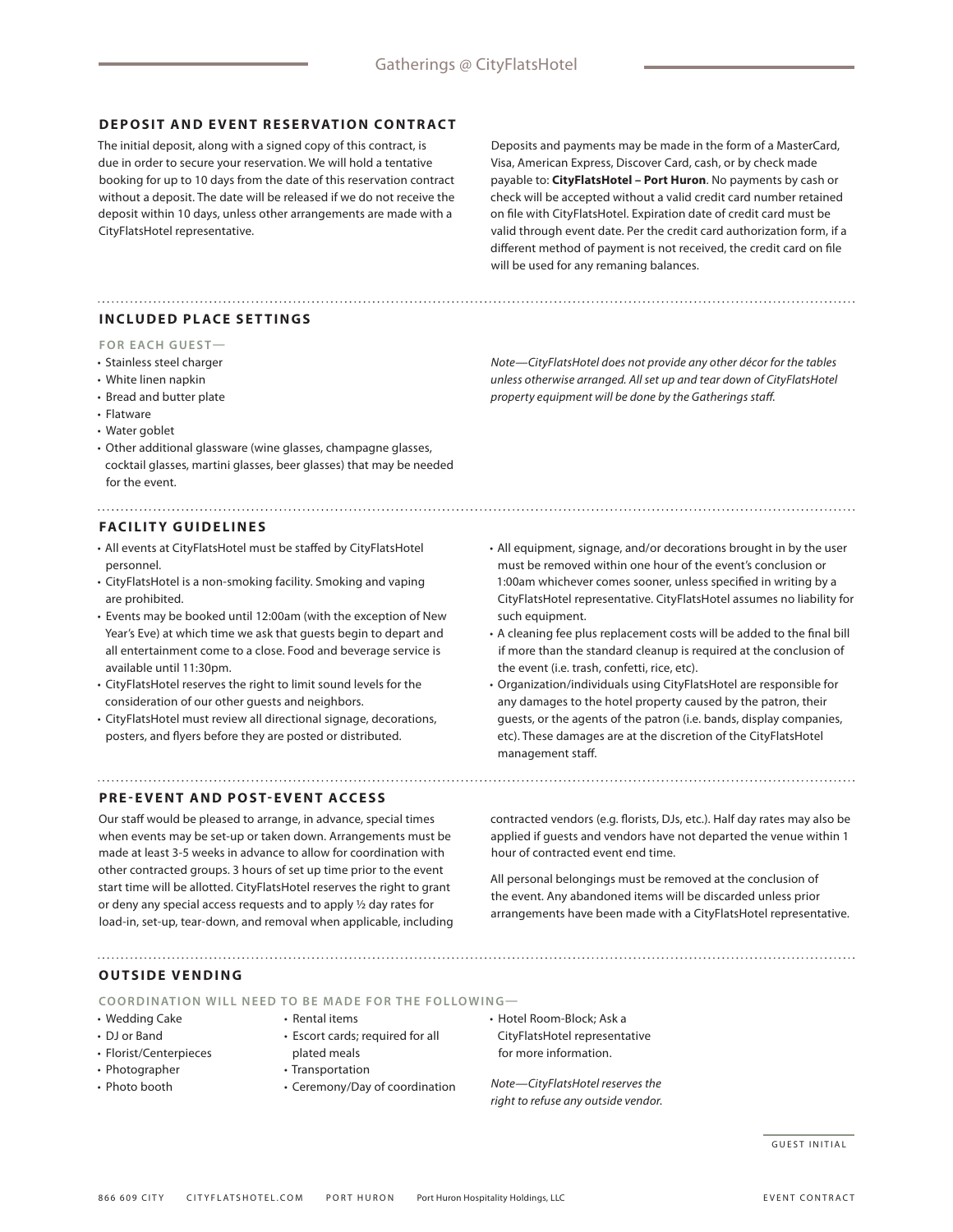## DEPOSIT AND EVENT RESERVATION CONTRACT

The initial deposit, along with a signed copy of this contract, is due in order to secure your reservation. We will hold a tentative booking for up to 10 days from the date of this reservation contract without a deposit. The date will be released if we do not receive the deposit within 10 days, unless other arrangements are made with a CityFlatsHotel representative.

Deposits and payments may be made in the form of a MasterCard, Visa, American Express, Discover Card, cash, or by check made payable to: **CityFlatsHotel – Port Huron**. No payments by cash or check will be accepted without a valid credit card number retained on file with CityFlatsHotel. Expiration date of credit card must be valid through event date. Per the credit card authorization form, if a different method of payment is not received, the credit card on file will be used for any remaning balances.

## INCLUDED PLACE SETTINGS

**FOR EACH GUEST—**

- Stainless steel charger
- White linen napkin
- Bread and butter plate
- Flatware
- Water goblet
- Other additional glassware (wine glasses, champagne glasses, cocktail glasses, martini glasses, beer glasses) that may be needed for the event.

*Note—CityFlatsHotel does not provide any other décor for the tables unless otherwise arranged. All set up and tear down of CityFlatsHotel property equipment will be done by the Gatherings staff.*

## FACILITY GUIDELINES

- All events at CityFlatsHotel must be staffed by CityFlatsHotel personnel.
- CityFlatsHotel is a non-smoking facility. Smoking and vaping are prohibited.
- Events may be booked until 12:00am (with the exception of New Year's Eve) at which time we ask that guests begin to depart and all entertainment come to a close. Food and beverage service is available until 11:30pm.
- CityFlatsHotel reserves the right to limit sound levels for the consideration of our other guests and neighbors.
- CityFlatsHotel must review all directional signage, decorations, posters, and flyers before they are posted or distributed.
- All equipment, signage, and/or decorations brought in by the user must be removed within one hour of the event's conclusion or 1:00am whichever comes sooner, unless specified in writing by a CityFlatsHotel representative. CityFlatsHotel assumes no liability for such equipment.
- A cleaning fee plus replacement costs will be added to the final bill if more than the standard cleanup is required at the conclusion of the event (i.e. trash, confetti, rice, etc).
- Organization/individuals using CityFlatsHotel are responsible for any damages to the hotel property caused by the patron, their guests, or the agents of the patron (i.e. bands, display companies, etc). These damages are at the discretion of the CityFlatsHotel management staff.

## PRE-EVENT AND POST-EVENT ACCESS

Our staff would be pleased to arrange, in advance, special times when events may be set-up or taken down. Arrangements must be made at least 3-5 weeks in advance to allow for coordination with other contracted groups. 3 hours of set up time prior to the event start time will be allotted. CityFlatsHotel reserves the right to grant or deny any special access requests and to apply ½ day rates for load-in, set-up, tear-down, and removal when applicable, including contracted vendors (e.g. florists, DJs, etc.). Half day rates may also be applied if guests and vendors have not departed the venue within 1 hour of contracted event end time.

All personal belongings must be removed at the conclusion of the event. Any abandoned items will be discarded unless prior arrangements have been made with a CityFlatsHotel representative.

## OUTSIDE VENDING

**COORDINATION WILL NEED TO BE MADE FOR THE FOLLOWING—**

- Wedding Cake
- DJ or Band
- Florist/Centerpieces
- Photographer
- Photo booth
- Rental items
- Escort cards; required for all plated meals
- Transportation
- Ceremony/Day of coordination
- Hotel Room-Block; Ask a CityFlatsHotel representative for more information.

*Note—CityFlatsHotel reserves the right to refuse any outside vendor.*

GUEST INITIAL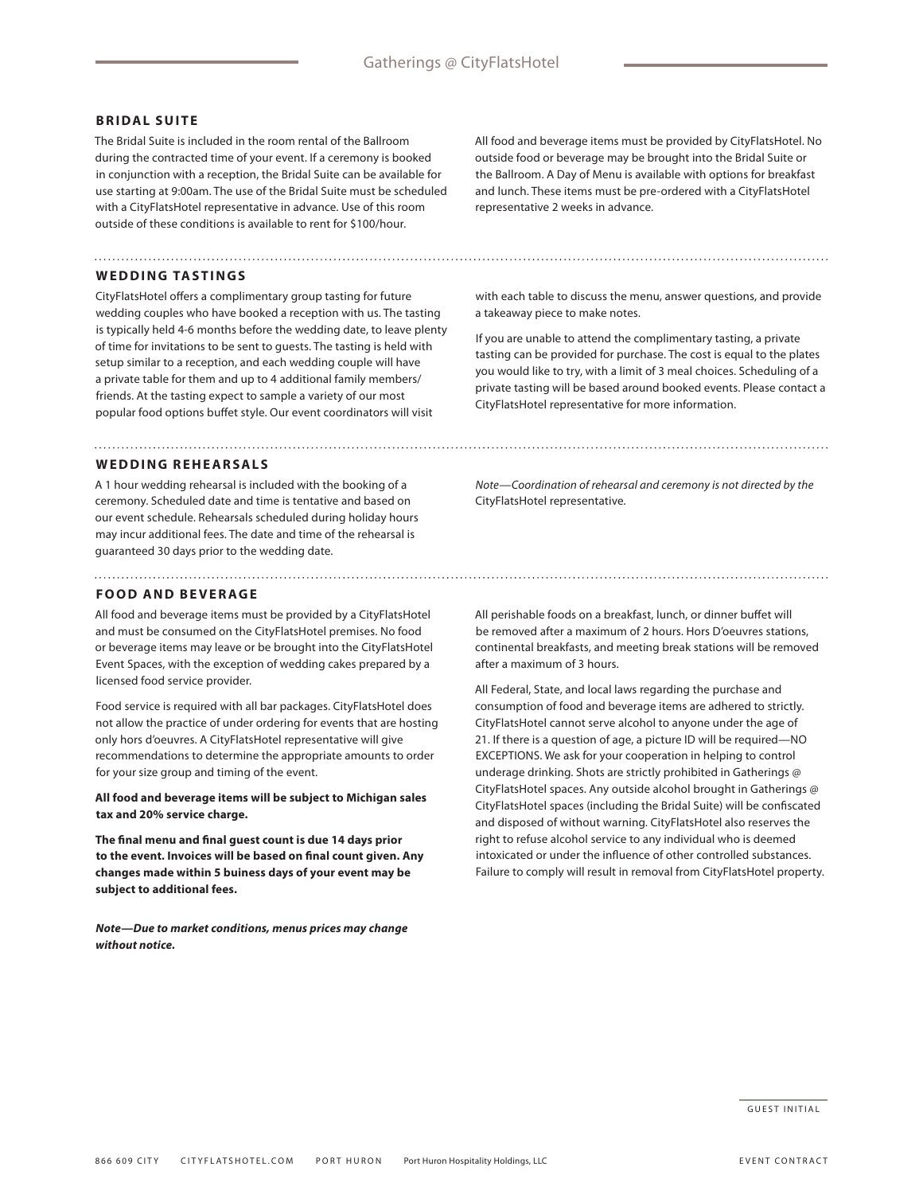## BRIDAL SUITE

The Bridal Suite is included in the room rental of the Ballroom during the contracted time of your event. If a ceremony is booked in conjunction with a reception, the Bridal Suite can be available for use starting at 9:00am. The use of the Bridal Suite must be scheduled with a CityFlatsHotel representative in advance. Use of this room outside of these conditions is available to rent for $100/hour.

All food and beverage items must be provided by CityFlatsHotel. No outside food or beverage may be brought into the Bridal Suite or the Ballroom. A Day of Menu is available with options for breakfast and lunch. These items must be pre-ordered with a CityFlatsHotel representative 2 weeks in advance.

## WEDDING TASTINGS

CityFlatsHotel offers a complimentary group tasting for future wedding couples who have booked a reception with us. The tasting is typically held 4-6 months before the wedding date, to leave plenty of time for invitations to be sent to guests. The tasting is held with setup similar to a reception, and each wedding couple will have a private table for them and up to 4 additional family members/friends. At the tasting expect to sample a variety of our most popular food options buffet style. Our event coordinators will visit with each table to discuss the menu, answer questions, and provide a takeaway piece to make notes.

If you are unable to attend the complimentary tasting, a private tasting can be provided for purchase. The cost is equal to the plates you would like to try, with a limit of 3 meal choices. Scheduling of a private tasting will be based around booked events. Please contact a CityFlatsHotel representative for more information.

## WEDDING REHEARSALS

A 1 hour wedding rehearsal is included with the booking of a ceremony. Scheduled date and time is tentative and based on our event schedule. Rehearsals scheduled during holiday hours may incur additional fees. The date and time of the rehearsal is guaranteed 30 days prior to the wedding date.

*Note—Coordination of rehearsal and ceremony is not directed by the* CityFlatsHotel representative.

## FOOD AND BEVERAGE

All food and beverage items must be provided by a CityFlatsHotel and must be consumed on the CityFlatsHotel premises. No food or beverage items may leave or be brought into the CityFlatsHotel Event Spaces, with the exception of wedding cakes prepared by a licensed food service provider.

Food service is required with all bar packages. CityFlatsHotel does not allow the practice of under ordering for events that are hosting only hors d'oeuvres. A CityFlatsHotel representative will give recommendations to determine the appropriate amounts to order for your size group and timing of the event.

**All food and beverage items will be subject to Michigan sales tax and 20% service charge.**

**The final menu and final guest count is due 14 days prior to the event. Invoices will be based on final count given. Any changes made within 5 buiness days of your event may be subject to additional fees.**

***Note—Due to market conditions, menus prices may change without notice.***

All perishable foods on a breakfast, lunch, or dinner buffet will be removed after a maximum of 2 hours. Hors D'oeuvres stations, continental breakfasts, and meeting break stations will be removed after a maximum of 3 hours.

All Federal, State, and local laws regarding the purchase and consumption of food and beverage items are adhered to strictly. CityFlatsHotel cannot serve alcohol to anyone under the age of 21. If there is a question of age, a picture ID will be required—NO EXCEPTIONS. We ask for your cooperation in helping to control underage drinking. Shots are strictly prohibited in Gatherings @ CityFlatsHotel spaces. Any outside alcohol brought in Gatherings @ CityFlatsHotel spaces (including the Bridal Suite) will be confiscated and disposed of without warning. CityFlatsHotel also reserves the right to refuse alcohol service to any individual who is deemed intoxicated or under the influence of other controlled substances. Failure to comply will result in removal from CityFlatsHotel property.

GUEST INITIAL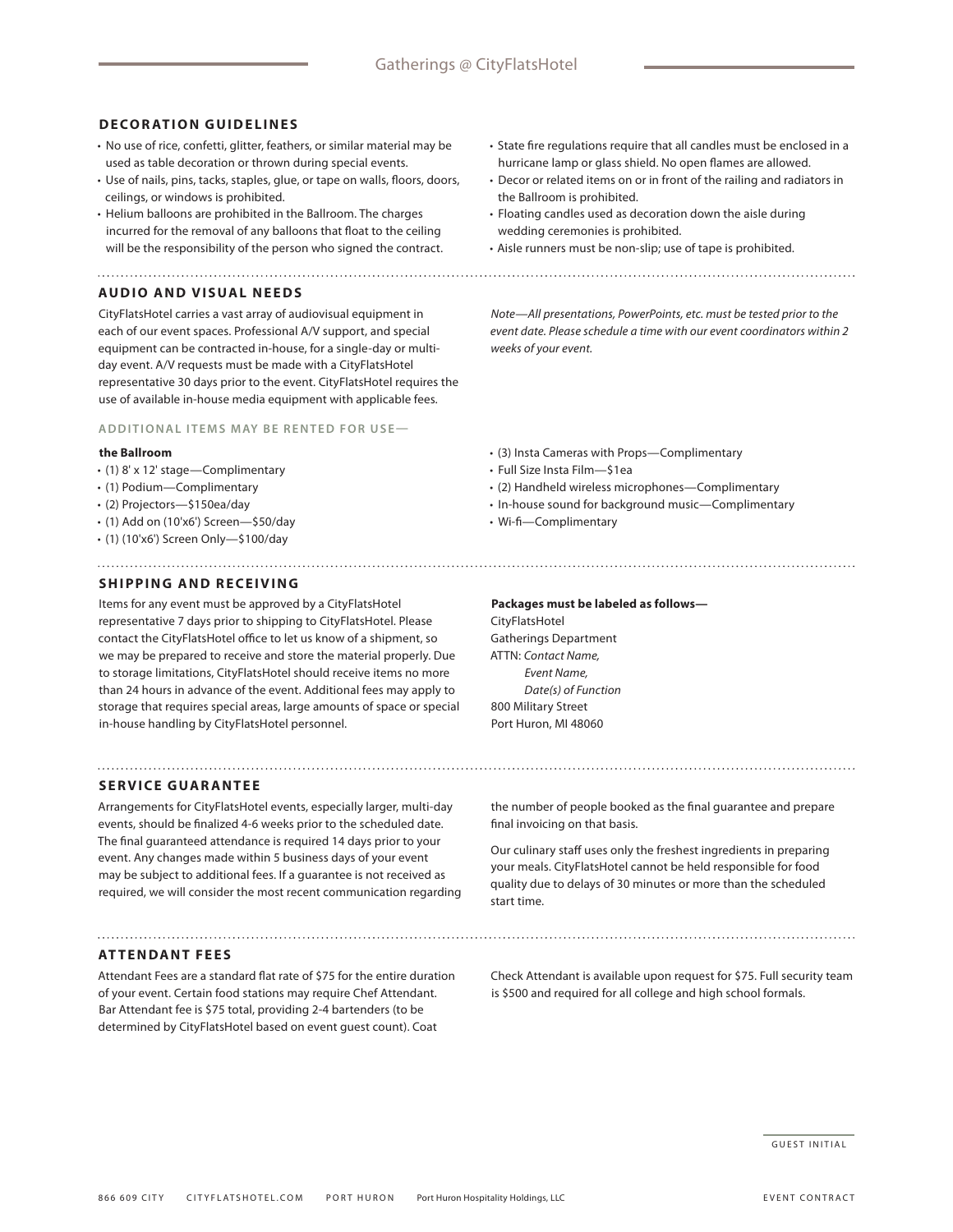## DECORATION GUIDELINES

- No use of rice, confetti, glitter, feathers, or similar material may be used as table decoration or thrown during special events.
- Use of nails, pins, tacks, staples, glue, or tape on walls, floors, doors, ceilings, or windows is prohibited.
- Helium balloons are prohibited in the Ballroom. The charges incurred for the removal of any balloons that float to the ceiling will be the responsibility of the person who signed the contract.
- State fire regulations require that all candles must be enclosed in a hurricane lamp or glass shield. No open flames are allowed.
- Decor or related items on or in front of the railing and radiators in the Ballroom is prohibited.
- Floating candles used as decoration down the aisle during wedding ceremonies is prohibited.
- Aisle runners must be non-slip; use of tape is prohibited.

## AUDIO AND VISUAL NEEDS

CityFlatsHotel carries a vast array of audiovisual equipment in each of our event spaces. Professional A/V support, and special equipment can be contracted in-house, for a single-day or multi-day event. A/V requests must be made with a CityFlatsHotel representative 30 days prior to the event. CityFlatsHotel requires the use of available in-house media equipment with applicable fees.

*Note—All presentations, PowerPoints, etc. must be tested prior to the event date. Please schedule a time with our event coordinators within 2 weeks of your event.*

### ADDITIONAL ITEMS MAY BE RENTED FOR USE—

**the Ballroom**

- (1) 8' x 12' stage—Complimentary
- (1) Podium—Complimentary
- (2) Projectors—$150ea/day
- (1) Add on (10'x6') Screen—$50/day
- (1) (10'x6') Screen Only—$100/day
- (3) Insta Cameras with Props—Complimentary
- Full Size Insta Film—$1ea
- (2) Handheld wireless microphones—Complimentary
- In-house sound for background music—Complimentary
- Wi-fi—Complimentary

## SHIPPING AND RECEIVING

Items for any event must be approved by a CityFlatsHotel representative 7 days prior to shipping to CityFlatsHotel. Please contact the CityFlatsHotel office to let us know of a shipment, so we may be prepared to receive and store the material properly. Due to storage limitations, CityFlatsHotel should receive items no more than 24 hours in advance of the event. Additional fees may apply to storage that requires special areas, large amounts of space or special in-house handling by CityFlatsHotel personnel.

**Packages must be labeled as follows—**

CityFlatsHotel  
Gatherings Department  
ATTN: *Contact Name,*  
*Event Name,*  
*Date(s) of Function*  
800 Military Street  
Port Huron, MI 48060

## SERVICE GUARANTEE

Arrangements for CityFlatsHotel events, especially larger, multi-day events, should be finalized 4-6 weeks prior to the scheduled date. The final guaranteed attendance is required 14 days prior to your event. Any changes made within 5 business days of your event may be subject to additional fees. If a guarantee is not received as required, we will consider the most recent communication regarding the number of people booked as the final guarantee and prepare final invoicing on that basis.

Our culinary staff uses only the freshest ingredients in preparing your meals. CityFlatsHotel cannot be held responsible for food quality due to delays of 30 minutes or more than the scheduled start time.

## ATTENDANT FEES

Attendant Fees are a standard flat rate of $75 for the entire duration of your event. Certain food stations may require Chef Attendant. Bar Attendant fee is $75 total, providing 2-4 bartenders (to be determined by CityFlatsHotel based on event guest count). Coat Check Attendant is available upon request for $75. Full security team is $500 and required for all college and high school formals.

GUEST INITIAL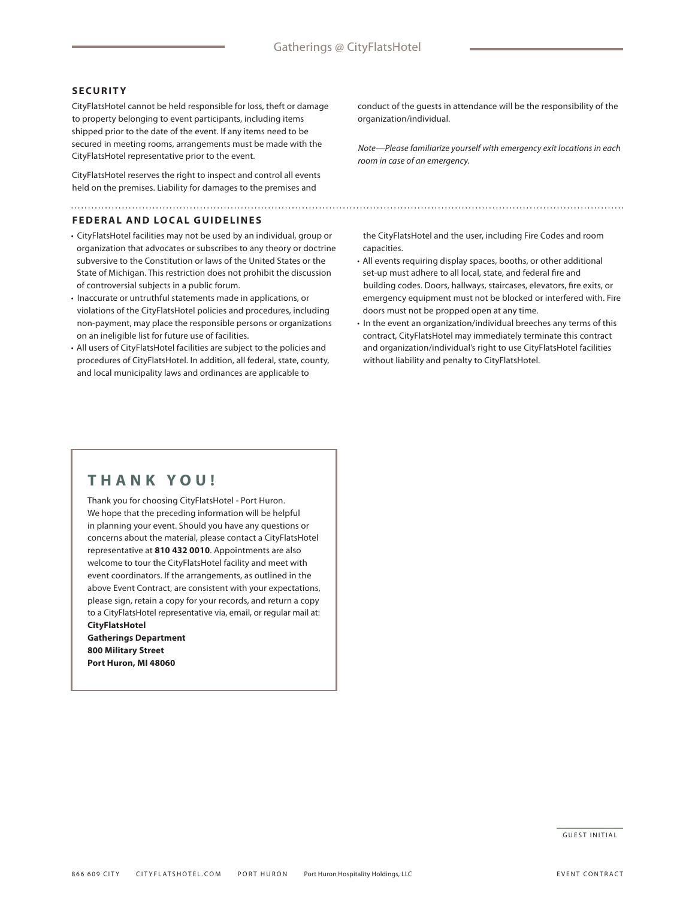## SECURITY

CityFlatsHotel cannot be held responsible for loss, theft or damage to property belonging to event participants, including items shipped prior to the date of the event. If any items need to be secured in meeting rooms, arrangements must be made with the CityFlatsHotel representative prior to the event.

CityFlatsHotel reserves the right to inspect and control all events held on the premises. Liability for damages to the premises and conduct of the guests in attendance will be the responsibility of the organization/individual.

*Note—Please familiarize yourself with emergency exit locations in each room in case of an emergency.*

## FEDERAL AND LOCAL GUIDELINES

- CityFlatsHotel facilities may not be used by an individual, group or organization that advocates or subscribes to any theory or doctrine subversive to the Constitution or laws of the United States or the State of Michigan. This restriction does not prohibit the discussion of controversial subjects in a public forum.
- Inaccurate or untruthful statements made in applications, or violations of the CityFlatsHotel policies and procedures, including non-payment, may place the responsible persons or organizations on an ineligible list for future use of facilities.
- All users of CityFlatsHotel facilities are subject to the policies and procedures of CityFlatsHotel. In addition, all federal, state, county, and local municipality laws and ordinances are applicable to the CityFlatsHotel and the user, including Fire Codes and room capacities.
- All events requiring display spaces, booths, or other additional set-up must adhere to all local, state, and federal fire and building codes. Doors, hallways, staircases, elevators, fire exits, or emergency equipment must not be blocked or interfered with. Fire doors must not be propped open at any time.
- In the event an organization/individual breeches any terms of this contract, CityFlatsHotel may immediately terminate this contract and organization/individual's right to use CityFlatsHotel facilities without liability and penalty to CityFlatsHotel.

## THANK YOU!

Thank you for choosing CityFlatsHotel - Port Huron. We hope that the preceding information will be helpful in planning your event. Should you have any questions or concerns about the material, please contact a CityFlatsHotel representative at **810 432 0010**. Appointments are also welcome to tour the CityFlatsHotel facility and meet with event coordinators. If the arrangements, as outlined in the above Event Contract, are consistent with your expectations, please sign, retain a copy for your records, and return a copy to a CityFlatsHotel representative via, email, or regular mail at:

**CityFlatsHotel**
**Gatherings Department**
**800 Military Street**
**Port Huron, MI 48060**

GUEST INITIAL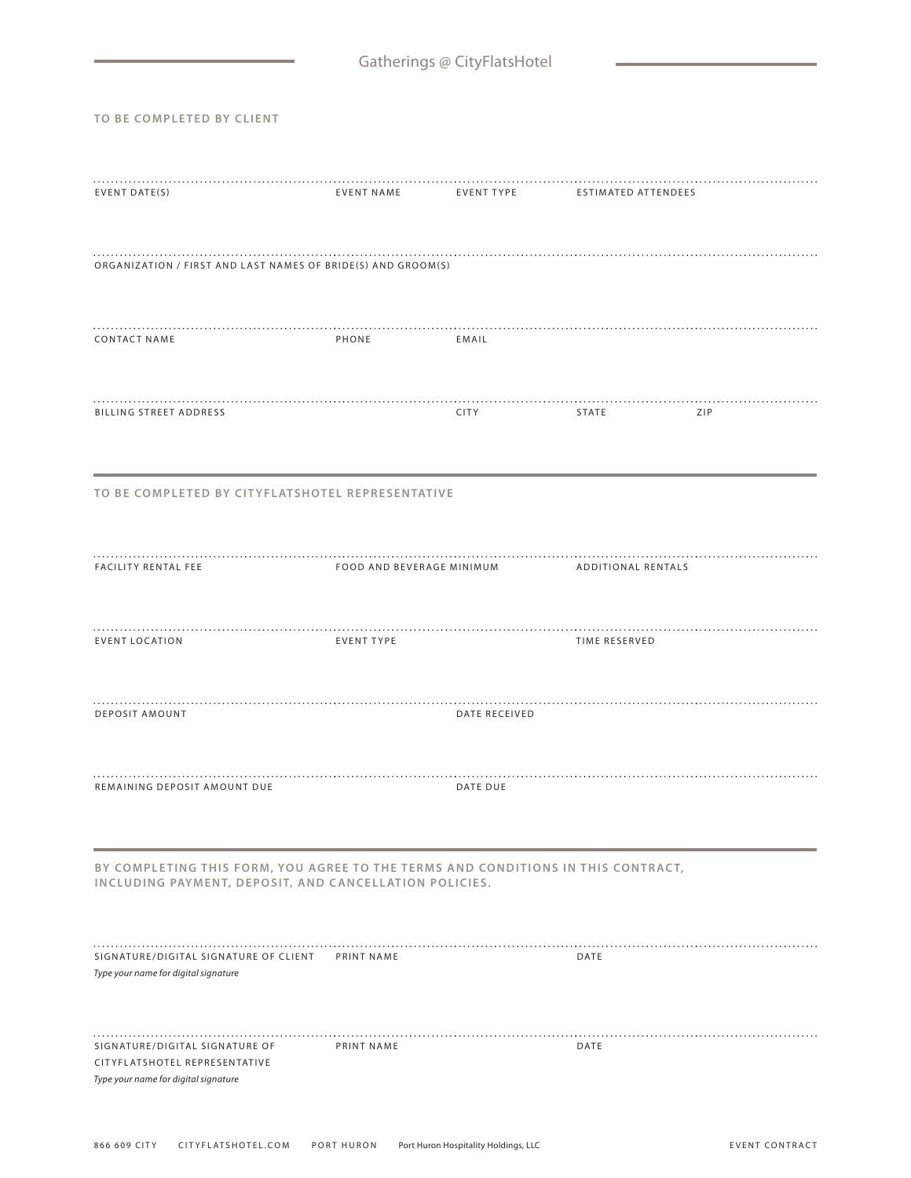Gatherings @ CityFlatsHotel

**TO BE COMPLETED BY CLIENT**

EVENT DATE(S) | EVENT NAME | EVENT TYPE | ESTIMATED ATTENDEES

ORGANIZATION / FIRST AND LAST NAMES OF BRIDE(S) AND GROOM(S)

CONTACT NAME | PHONE | EMAIL

BILLING STREET ADDRESS | CITY | STATE | ZIP

**TO BE COMPLETED BY CITYFLATSHOTEL REPRESENTATIVE**

FACILITY RENTAL FEE | FOOD AND BEVERAGE MINIMUM | ADDITIONAL RENTALS

EVENT LOCATION | EVENT TYPE | TIME RESERVED

DEPOSIT AMOUNT | DATE RECEIVED

REMAINING DEPOSIT AMOUNT DUE | DATE DUE

**BY COMPLETING THIS FORM, YOU AGREE TO THE TERMS AND CONDITIONS IN THIS CONTRACT, INCLUDING PAYMENT, DEPOSIT, AND CANCELLATION POLICIES.**

SIGNATURE/DIGITAL SIGNATURE OF CLIENT | PRINT NAME | DATE

*Type your name for digital signature*

SIGNATURE/DIGITAL SIGNATURE OF CITYFLATSHOTEL REPRESENTATIVE | PRINT NAME | DATE

*Type your name for digital signature*

866 609 CITY CITYFLATSHOTEL.COM PORT HURON Port Huron Hospitality Holdings, LLC EVENT CONTRACT